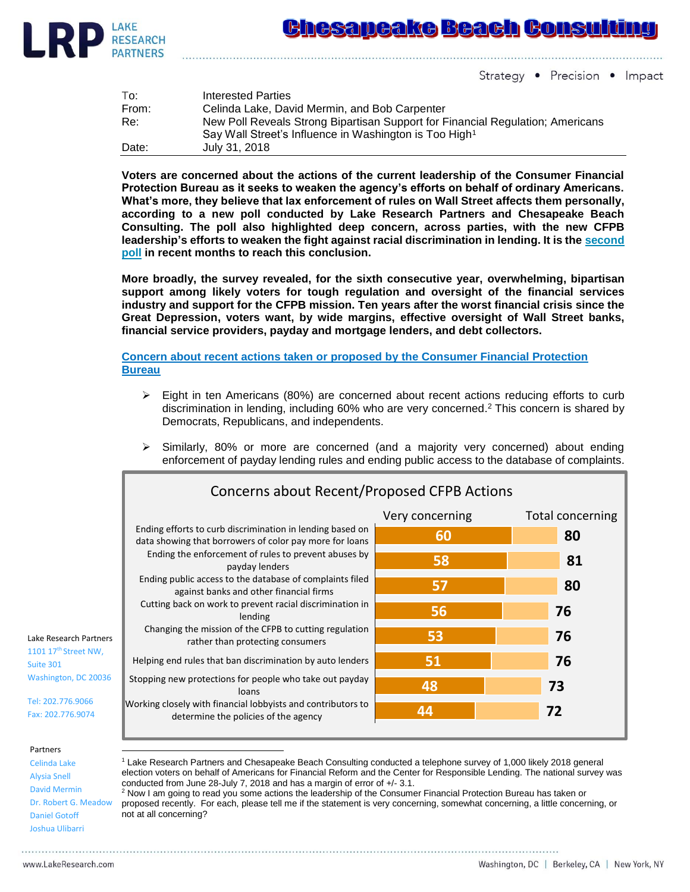Lake Research Partners | Chesapeake Beach Consulting

Strategy • Precision • Impact

| | |
|---|---|
| To: | Interested Parties |
| From: | Celinda Lake, David Mermin, and Bob Carpenter |
| Re: | New Poll Reveals Strong Bipartisan Support for Financial Regulation; Americans Say Wall Street's Influence in Washington is Too High[1] |
| Date: | July 31, 2018 |

**Voters are concerned about the actions of the current leadership of the Consumer Financial Protection Bureau as it seeks to weaken the agency's efforts on behalf of ordinary Americans. What's more, they believe that lax enforcement of rules on Wall Street affects them personally, according to a new poll conducted by Lake Research Partners and Chesapeake Beach Consulting. The poll also highlighted deep concern, across parties, with the new CFPB leadership's efforts to weaken the fight against racial discrimination in lending. It is the second poll in recent months to reach this conclusion.**

**More broadly, the survey revealed, for the sixth consecutive year, overwhelming, bipartisan support among likely voters for tough regulation and oversight of the financial services industry and support for the CFPB mission. Ten years after the worst financial crisis since the Great Depression, voters want, by wide margins, effective oversight of Wall Street banks, financial service providers, payday and mortgage lenders, and debt collectors.**

## Concern about recent actions taken or proposed by the Consumer Financial Protection Bureau

- Eight in ten Americans (80%) are concerned about recent actions reducing efforts to curb discrimination in lending, including 60% who are very concerned.[2] This concern is shared by Democrats, Republicans, and independents.
- Similarly, 80% or more are concerned (and a majority very concerned) about ending enforcement of payday lending rules and ending public access to the database of complaints.

**Concerns about Recent/Proposed CFPB Actions**

| | Very concerning | Total concerning |
|---|---|---|
| Ending efforts to curb discrimination in lending based on data showing that borrowers of color pay more for loans | 60 | 80 |
| Ending the enforcement of rules to prevent abuses by payday lenders | 58 | 81 |
| Ending public access to the database of complaints filed against banks and other financial firms | 57 | 80 |
| Cutting back on work to prevent racial discrimination in lending | 56 | 76 |
| Changing the mission of the CFPB to cutting regulation rather than protecting consumers | 53 | 76 |
| Helping end rules that ban discrimination by auto lenders | 51 | 76 |
| Stopping new protections for people who take out payday loans | 48 | 73 |
| Working closely with financial lobbyists and contributors to determine the policies of the agency | 44 | 72 |

Lake Research Partners
1101 17th Street NW,
Suite 301
Washington, DC 20036

Tel: 202.776.9066
Fax: 202.776.9074

Partners
Celinda Lake
Alysia Snell
David Mermin
Dr. Robert G. Meadow
Daniel Gotoff
Joshua Ulibarri

---

[1] Lake Research Partners and Chesapeake Beach Consulting conducted a telephone survey of 1,000 likely 2018 general election voters on behalf of Americans for Financial Reform and the Center for Responsible Lending. The national survey was conducted from June 28-July 7, 2018 and has a margin of error of +/- 3.1.

[2] Now I am going to read you some actions the leadership of the Consumer Financial Protection Bureau has taken or proposed recently. For each, please tell me if the statement is very concerning, somewhat concerning, a little concerning, or not at all concerning?

www.LakeResearch.com | Washington, DC | Berkeley, CA | New York, NY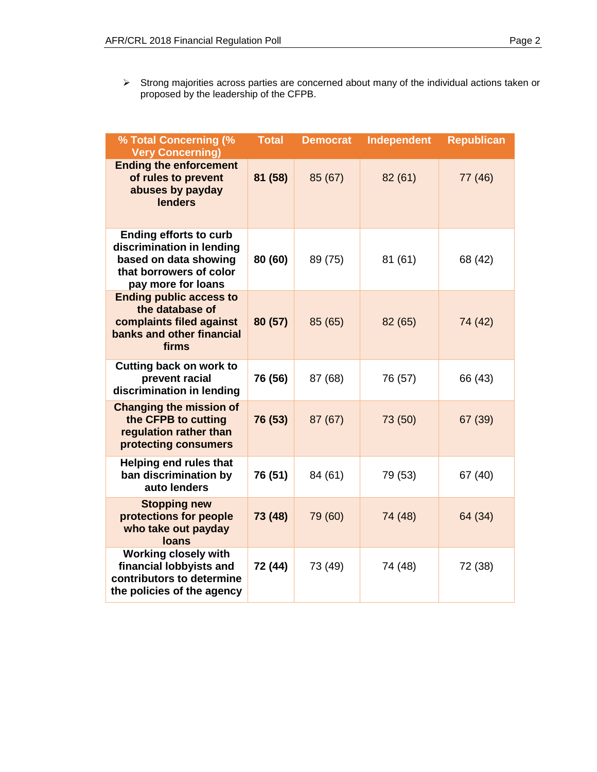- Strong majorities across parties are concerned about many of the individual actions taken or proposed by the leadership of the CFPB.

| % Total Concerning (% Very Concerning) | Total | Democrat | Independent | Republican |
|---|---|---|---|---|
| **Ending the enforcement of rules to prevent abuses by payday lenders** | **81 (58)** | 85 (67) | 82 (61) | 77 (46) |
| **Ending efforts to curb discrimination in lending based on data showing that borrowers of color pay more for loans** | **80 (60)** | 89 (75) | 81 (61) | 68 (42) |
| **Ending public access to the database of complaints filed against banks and other financial firms** | **80 (57)** | 85 (65) | 82 (65) | 74 (42) |
| **Cutting back on work to prevent racial discrimination in lending** | **76 (56)** | 87 (68) | 76 (57) | 66 (43) |
| **Changing the mission of the CFPB to cutting regulation rather than protecting consumers** | **76 (53)** | 87 (67) | 73 (50) | 67 (39) |
| **Helping end rules that ban discrimination by auto lenders** | **76 (51)** | 84 (61) | 79 (53) | 67 (40) |
| **Stopping new protections for people who take out payday loans** | **73 (48)** | 79 (60) | 74 (48) | 64 (34) |
| **Working closely with financial lobbyists and contributors to determine the policies of the agency** | **72 (44)** | 73 (49) | 74 (48) | 72 (38) |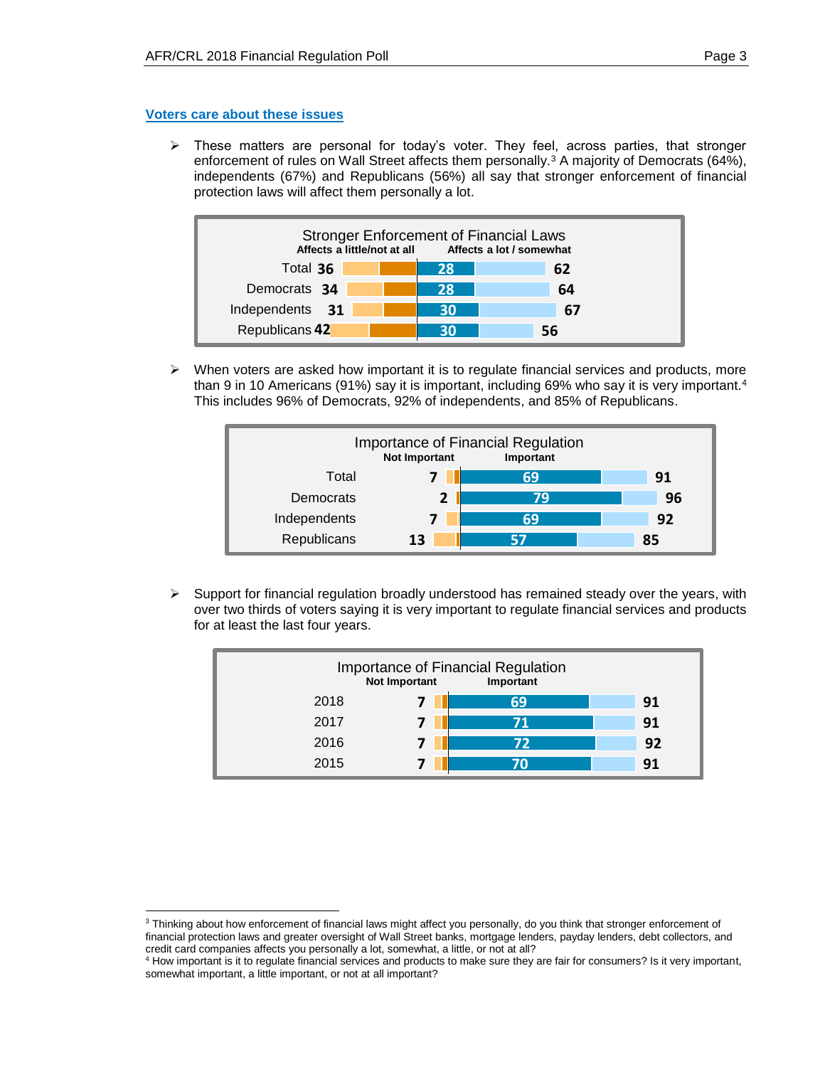## Voters care about these issues

- These matters are personal for today's voter. They feel, across parties, that stronger enforcement of rules on Wall Street affects them personally.[3] A majority of Democrats (64%), independents (67%) and Republicans (56%) all say that stronger enforcement of financial protection laws will affect them personally a lot.

**Stronger Enforcement of Financial Laws**

| | Affects a little/not at all | Affects a lot | Affects a lot / somewhat |
|---|---|---|---|
| Total | 36 | 28 | 62 |
| Democrats | 34 | 28 | 64 |
| Independents | 31 | 30 | 67 |
| Republicans | 42 | 30 | 56 |

- When voters are asked how important it is to regulate financial services and products, more than 9 in 10 Americans (91%) say it is important, including 69% who say it is very important.[4] This includes 96% of Democrats, 92% of independents, and 85% of Republicans.

**Importance of Financial Regulation**

| | Not Important | Very Important | Important |
|---|---|---|---|
| Total | 7 | 69 | 91 |
| Democrats | 2 | 79 | 96 |
| Independents | 7 | 69 | 92 |
| Republicans | 13 | 57 | 85 |

- Support for financial regulation broadly understood has remained steady over the years, with over two thirds of voters saying it is very important to regulate financial services and products for at least the last four years.

**Importance of Financial Regulation**

| | Not Important | Very Important | Important |
|---|---|---|---|
| 2018 | 7 | 69 | 91 |
| 2017 | 7 | 71 | 91 |
| 2016 | 7 | 72 | 92 |
| 2015 | 7 | 70 | 91 |

---

[3] Thinking about how enforcement of financial laws might affect you personally, do you think that stronger enforcement of financial protection laws and greater oversight of Wall Street banks, mortgage lenders, payday lenders, debt collectors, and credit card companies affects you personally a lot, somewhat, a little, or not at all?

[4] How important is it to regulate financial services and products to make sure they are fair for consumers? Is it very important, somewhat important, a little important, or not at all important?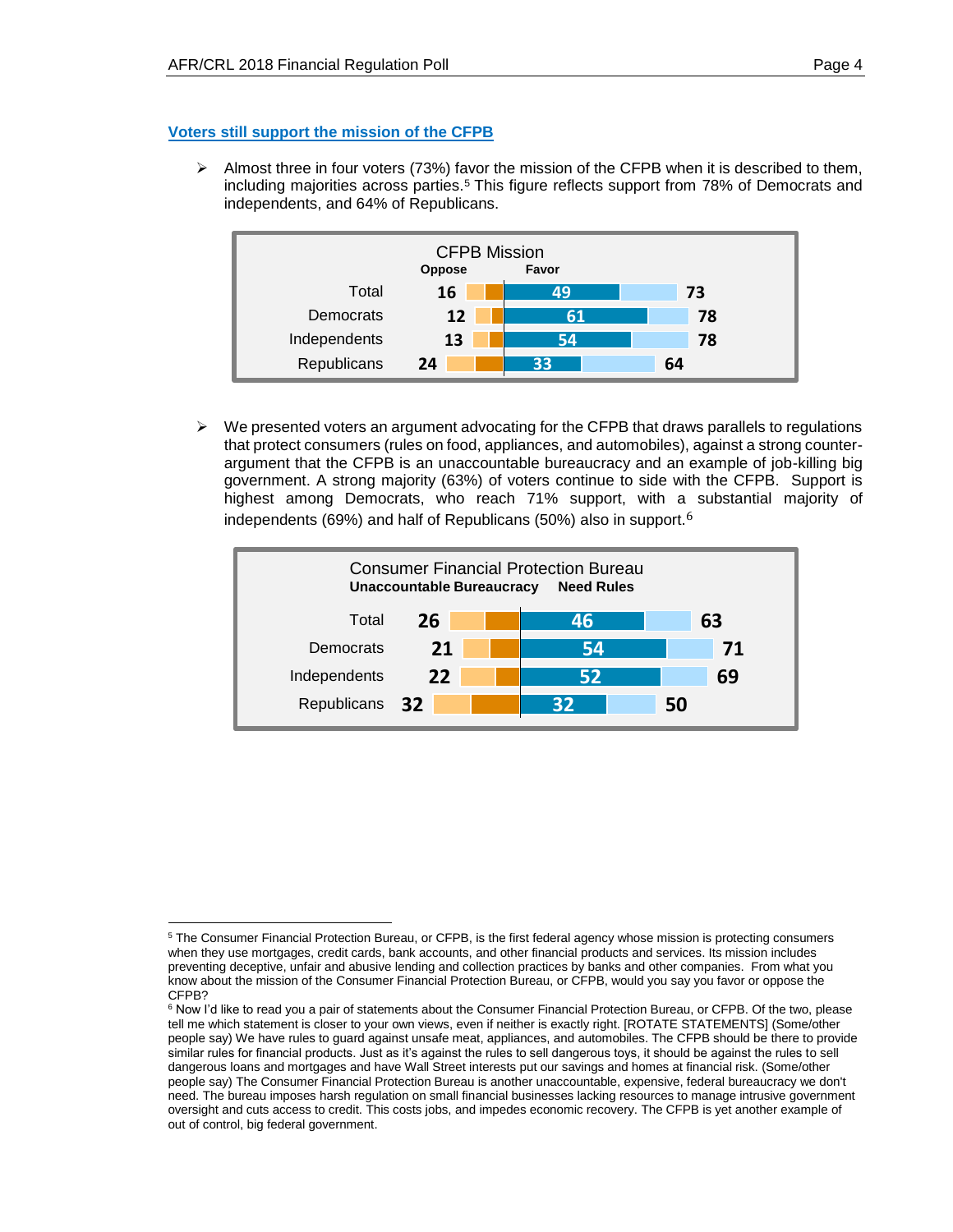## Voters still support the mission of the CFPB

- Almost three in four voters (73%) favor the mission of the CFPB when it is described to them, including majorities across parties.[5] This figure reflects support from 78% of Democrats and independents, and 64% of Republicans.

**CFPB Mission**

| | Oppose | Favor (strongly) | Favor (total) |
|---|---|---|---|
| Total | 16 | 49 | 73 |
| Democrats | 12 | 61 | 78 |
| Independents | 13 | 54 | 78 |
| Republicans | 24 | 33 | 64 |

- We presented voters an argument advocating for the CFPB that draws parallels to regulations that protect consumers (rules on food, appliances, and automobiles), against a strong counter-argument that the CFPB is an unaccountable bureaucracy and an example of job-killing big government. A strong majority (63%) of voters continue to side with the CFPB. Support is highest among Democrats, who reach 71% support, with a substantial majority of independents (69%) and half of Republicans (50%) also in support.[6]

**Consumer Financial Protection Bureau**

| | Unaccountable Bureaucracy | Need Rules (strongly) | Need Rules (total) |
|---|---|---|---|
| Total | 26 | 46 | 63 |
| Democrats | 21 | 54 | 71 |
| Independents | 22 | 52 | 69 |
| Republicans | 32 | 32 | 50 |

[5] The Consumer Financial Protection Bureau, or CFPB, is the first federal agency whose mission is protecting consumers when they use mortgages, credit cards, bank accounts, and other financial products and services. Its mission includes preventing deceptive, unfair and abusive lending and collection practices by banks and other companies. From what you know about the mission of the Consumer Financial Protection Bureau, or CFPB, would you say you favor or oppose the CFPB?

[6] Now I'd like to read you a pair of statements about the Consumer Financial Protection Bureau, or CFPB. Of the two, please tell me which statement is closer to your own views, even if neither is exactly right. [ROTATE STATEMENTS] (Some/other people say) We have rules to guard against unsafe meat, appliances, and automobiles. The CFPB should be there to provide similar rules for financial products. Just as it's against the rules to sell dangerous toys, it should be against the rules to sell dangerous loans and mortgages and have Wall Street interests put our savings and homes at financial risk. (Some/other people say) The Consumer Financial Protection Bureau is another unaccountable, expensive, federal bureaucracy we don't need. The bureau imposes harsh regulation on small financial businesses lacking resources to manage intrusive government oversight and cuts access to credit. This costs jobs, and impedes economic recovery. The CFPB is yet another example of out of control, big federal government.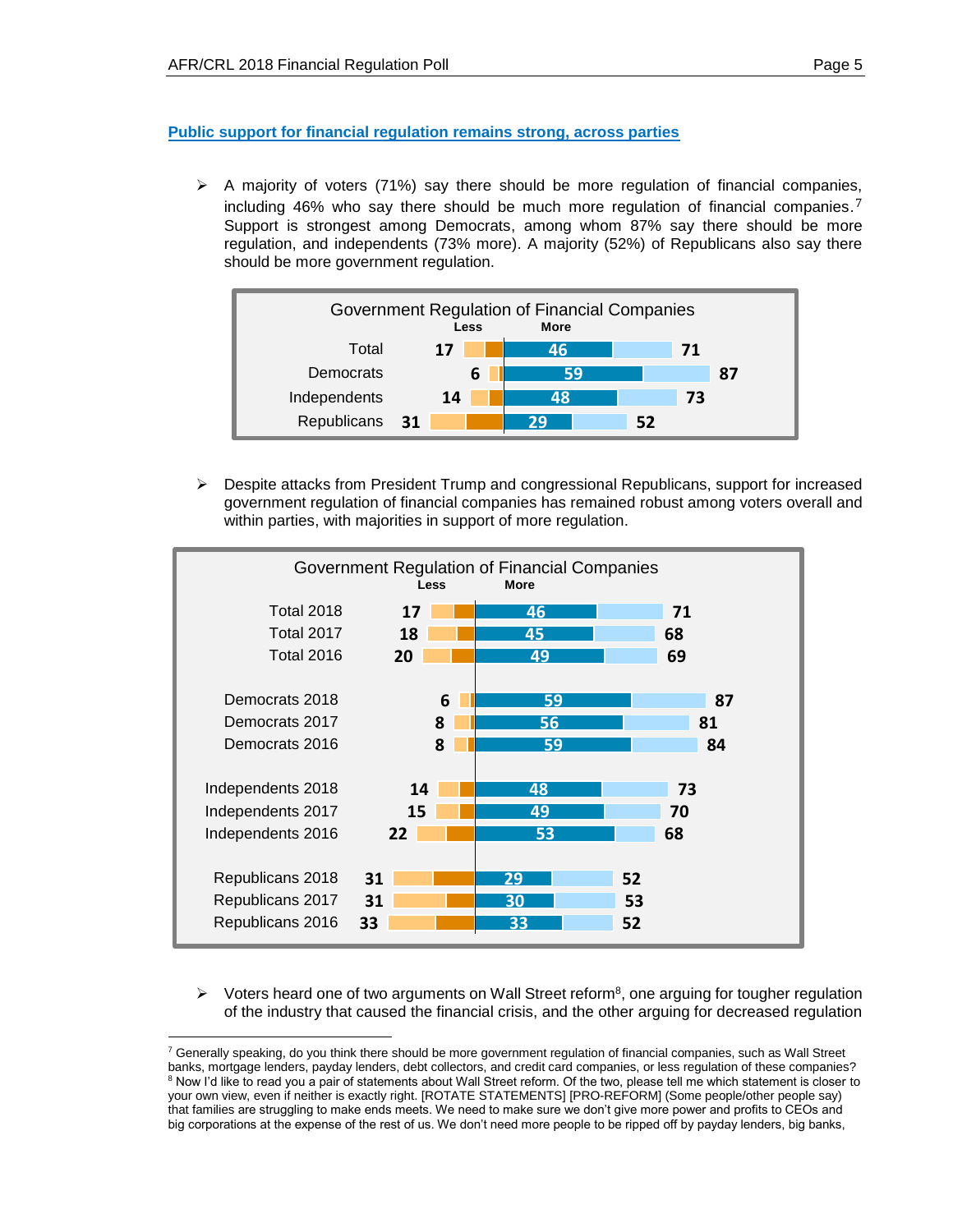## Public support for financial regulation remains strong, across parties

- A majority of voters (71%) say there should be more regulation of financial companies, including 46% who say there should be much more regulation of financial companies.[7] Support is strongest among Democrats, among whom 87% say there should be more regulation, and independents (73% more). A majority (52%) of Republicans also say there should be more government regulation.

**Government Regulation of Financial Companies**

| | Less | More (much more) | More |
|---|---|---|---|
| Total | 17 | 46 | 71 |
| Democrats | 6 | 59 | 87 |
| Independents | 14 | 48 | 73 |
| Republicans | 31 | 29 | 52 |

- Despite attacks from President Trump and congressional Republicans, support for increased government regulation of financial companies has remained robust among voters overall and within parties, with majorities in support of more regulation.

**Government Regulation of Financial Companies**

| | Less | More (much more) | More |
|---|---|---|---|
| Total 2018 | 17 | 46 | 71 |
| Total 2017 | 18 | 45 | 68 |
| Total 2016 | 20 | 49 | 69 |
| Democrats 2018 | 6 | 59 | 87 |
| Democrats 2017 | 8 | 56 | 81 |
| Democrats 2016 | 8 | 59 | 84 |
| Independents 2018 | 14 | 48 | 73 |
| Independents 2017 | 15 | 49 | 70 |
| Independents 2016 | 22 | 53 | 68 |
| Republicans 2018 | 31 | 29 | 52 |
| Republicans 2017 | 31 | 30 | 53 |
| Republicans 2016 | 33 | 33 | 52 |

- Voters heard one of two arguments on Wall Street reform[8], one arguing for tougher regulation of the industry that caused the financial crisis, and the other arguing for decreased regulation

---

[7] Generally speaking, do you think there should be more government regulation of financial companies, such as Wall Street banks, mortgage lenders, payday lenders, debt collectors, and credit card companies, or less regulation of these companies?

[8] Now I'd like to read you a pair of statements about Wall Street reform. Of the two, please tell me which statement is closer to your own view, even if neither is exactly right. [ROTATE STATEMENTS] [PRO-REFORM] (Some people/other people say) that families are struggling to make ends meets. We need to make sure we don't give more power and profits to CEOs and big corporations at the expense of the rest of us. We don't need more people to be ripped off by payday lenders, big banks,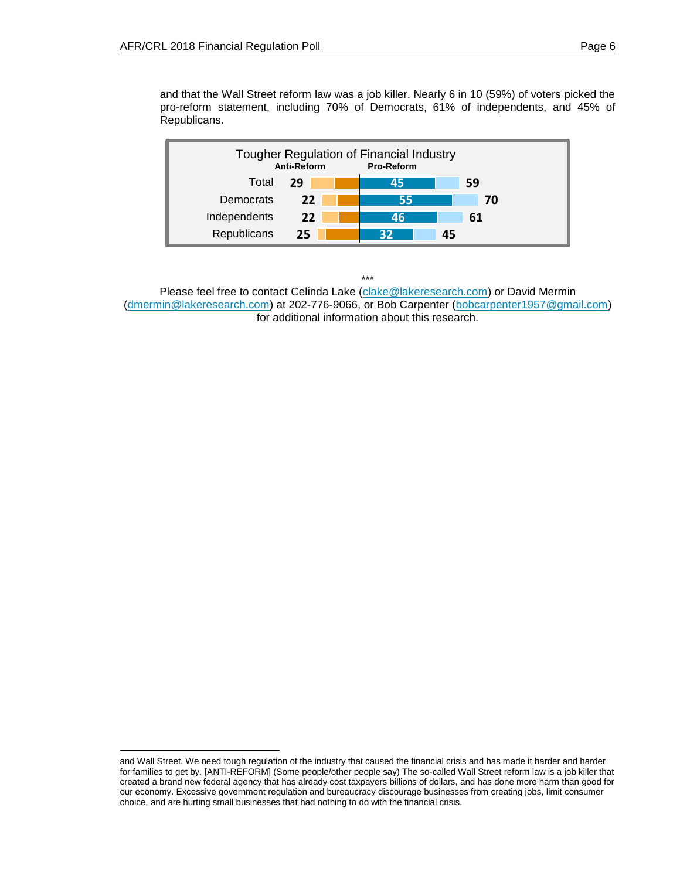and that the Wall Street reform law was a job killer. Nearly 6 in 10 (59%) of voters picked the pro-reform statement, including 70% of Democrats, 61% of independents, and 45% of Republicans.

Tougher Regulation of Financial Industry

Anti-Reform

Pro-Reform

Total 29 45 59

Democrats 22 55 70

Independents 22 46 61

Republicans 25 32 45

\*\*\*

Please feel free to contact Celinda Lake (clake@lakeresearch.com) or David Mermin (dmermin@lakeresearch.com) at 202-776-9066, or Bob Carpenter (bobcarpenter1957@gmail.com) for additional information about this research.

---

and Wall Street. We need tough regulation of the industry that caused the financial crisis and has made it harder and harder for families to get by. [ANTI-REFORM] (Some people/other people say) The so-called Wall Street reform law is a job killer that created a brand new federal agency that has already cost taxpayers billions of dollars, and has done more harm than good for our economy. Excessive government regulation and bureaucracy discourage businesses from creating jobs, limit consumer choice, and are hurting small businesses that had nothing to do with the financial crisis.